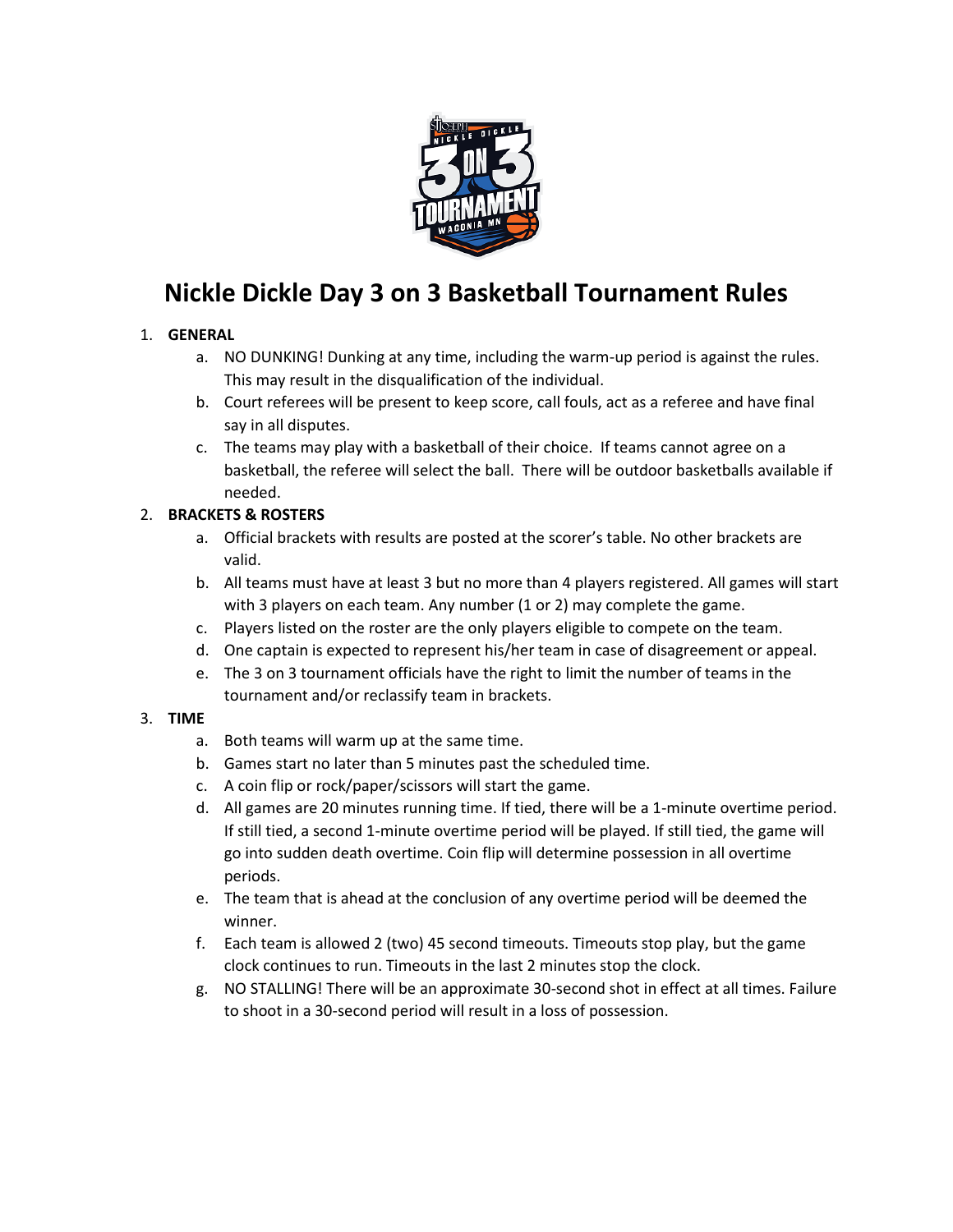# Nickle Dickle Day 3 on 3 Basketball Tournament Rules

1. **GENERAL**
    a. NO DUNKING! Dunking at any time, including the warm-up period is against the rules. This may result in the disqualification of the individual.
    b. Court referees will be present to keep score, call fouls, act as a referee and have final say in all disputes.
    c. The teams may play with a basketball of their choice. If teams cannot agree on a basketball, the referee will select the ball. There will be outdoor basketballs available if needed.
2. **BRACKETS & ROSTERS**
    a. Official brackets with results are posted at the scorer's table. No other brackets are valid.
    b. All teams must have at least 3 but no more than 4 players registered. All games will start with 3 players on each team. Any number (1 or 2) may complete the game.
    c. Players listed on the roster are the only players eligible to compete on the team.
    d. One captain is expected to represent his/her team in case of disagreement or appeal.
    e. The 3 on 3 tournament officials have the right to limit the number of teams in the tournament and/or reclassify team in brackets.
3. **TIME**
    a. Both teams will warm up at the same time.
    b. Games start no later than 5 minutes past the scheduled time.
    c. A coin flip or rock/paper/scissors will start the game.
    d. All games are 20 minutes running time. If tied, there will be a 1-minute overtime period. If still tied, a second 1-minute overtime period will be played. If still tied, the game will go into sudden death overtime. Coin flip will determine possession in all overtime periods.
    e. The team that is ahead at the conclusion of any overtime period will be deemed the winner.
    f. Each team is allowed 2 (two) 45 second timeouts. Timeouts stop play, but the game clock continues to run. Timeouts in the last 2 minutes stop the clock.
    g. NO STALLING! There will be an approximate 30-second shot in effect at all times. Failure to shoot in a 30-second period will result in a loss of possession.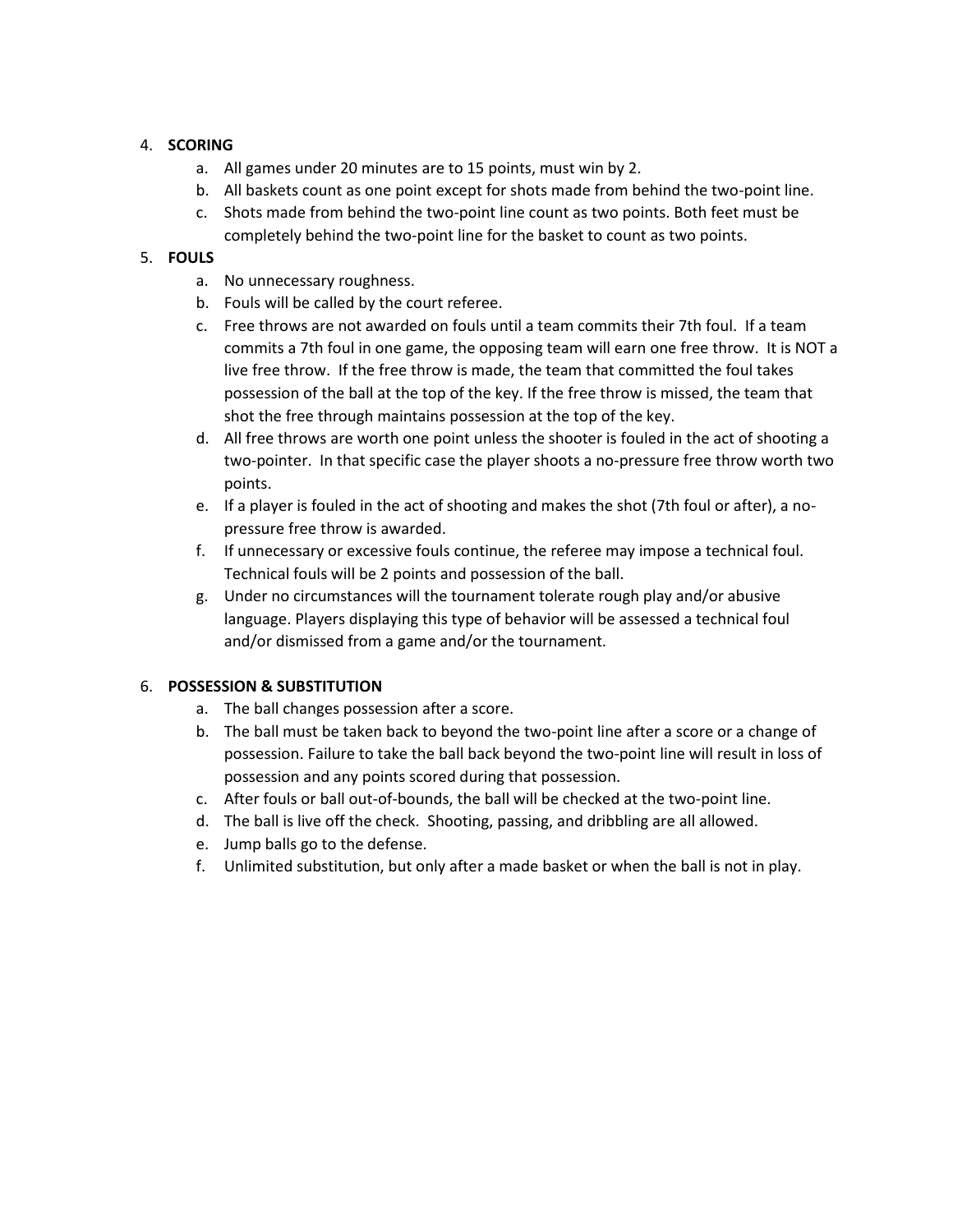4. **SCORING**
    a. All games under 20 minutes are to 15 points, must win by 2.
    b. All baskets count as one point except for shots made from behind the two-point line.
    c. Shots made from behind the two-point line count as two points. Both feet must be completely behind the two-point line for the basket to count as two points.
5. **FOULS**
    a. No unnecessary roughness.
    b. Fouls will be called by the court referee.
    c. Free throws are not awarded on fouls until a team commits their 7th foul. If a team commits a 7th foul in one game, the opposing team will earn one free throw. It is NOT a live free throw. If the free throw is made, the team that committed the foul takes possession of the ball at the top of the key. If the free throw is missed, the team that shot the free through maintains possession at the top of the key.
    d. All free throws are worth one point unless the shooter is fouled in the act of shooting a two-pointer. In that specific case the player shoots a no-pressure free throw worth two points.
    e. If a player is fouled in the act of shooting and makes the shot (7th foul or after), a no-pressure free throw is awarded.
    f. If unnecessary or excessive fouls continue, the referee may impose a technical foul. Technical fouls will be 2 points and possession of the ball.
    g. Under no circumstances will the tournament tolerate rough play and/or abusive language. Players displaying this type of behavior will be assessed a technical foul and/or dismissed from a game and/or the tournament.

6. **POSSESSION & SUBSTITUTION**
    a. The ball changes possession after a score.
    b. The ball must be taken back to beyond the two-point line after a score or a change of possession. Failure to take the ball back beyond the two-point line will result in loss of possession and any points scored during that possession.
    c. After fouls or ball out-of-bounds, the ball will be checked at the two-point line.
    d. The ball is live off the check. Shooting, passing, and dribbling are all allowed.
    e. Jump balls go to the defense.
    f. Unlimited substitution, but only after a made basket or when the ball is not in play.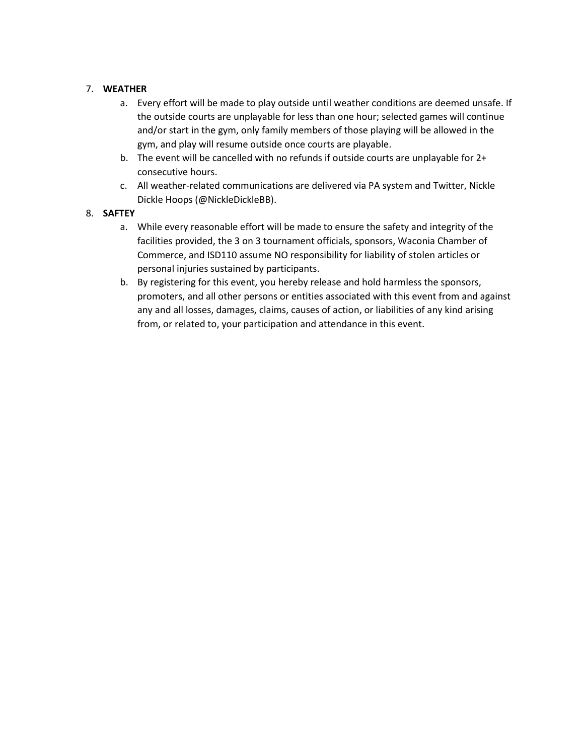7. **WEATHER**
    a. Every effort will be made to play outside until weather conditions are deemed unsafe. If the outside courts are unplayable for less than one hour; selected games will continue and/or start in the gym, only family members of those playing will be allowed in the gym, and play will resume outside once courts are playable.
    b. The event will be cancelled with no refunds if outside courts are unplayable for 2+ consecutive hours.
    c. All weather-related communications are delivered via PA system and Twitter, Nickle Dickle Hoops (@NickleDickleBB).
8. **SAFTEY**
    a. While every reasonable effort will be made to ensure the safety and integrity of the facilities provided, the 3 on 3 tournament officials, sponsors, Waconia Chamber of Commerce, and ISD110 assume NO responsibility for liability of stolen articles or personal injuries sustained by participants.
    b. By registering for this event, you hereby release and hold harmless the sponsors, promoters, and all other persons or entities associated with this event from and against any and all losses, damages, claims, causes of action, or liabilities of any kind arising from, or related to, your participation and attendance in this event.